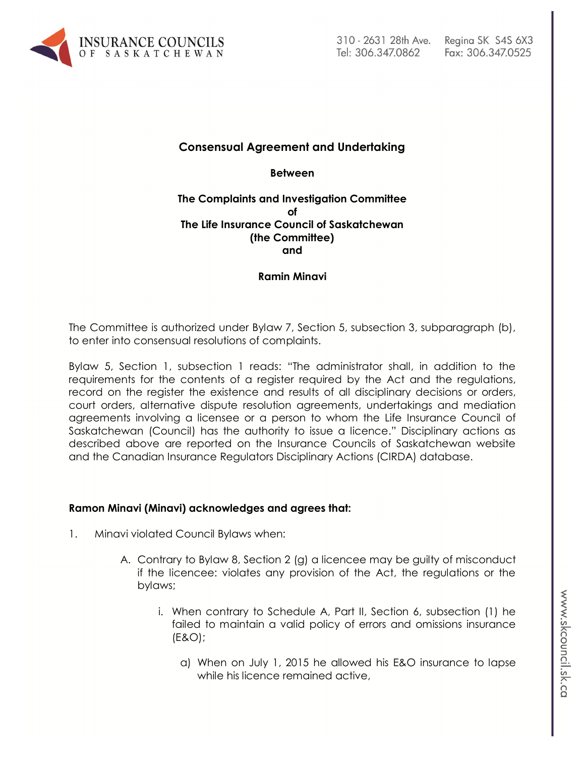**Consensual Agreement and Undertaking**

**Between**

**The Complaints and Investigation Committee**
**of**
**The Life Insurance Council of Saskatchewan**
**(the Committee)**
**and**

**Ramin Minavi**

The Committee is authorized under Bylaw 7, Section 5, subsection 3, subparagraph (b), to enter into consensual resolutions of complaints.

Bylaw 5, Section 1, subsection 1 reads: "The administrator shall, in addition to the requirements for the contents of a register required by the Act and the regulations, record on the register the existence and results of all disciplinary decisions or orders, court orders, alternative dispute resolution agreements, undertakings and mediation agreements involving a licensee or a person to whom the Life Insurance Council of Saskatchewan (Council) has the authority to issue a licence." Disciplinary actions as described above are reported on the Insurance Councils of Saskatchewan website and the Canadian Insurance Regulators Disciplinary Actions (CIRDA) database.

**Ramon Minavi (Minavi) acknowledges and agrees that:**

1. Minavi violated Council Bylaws when:

   A. Contrary to Bylaw 8, Section 2 (g) a licencee may be guilty of misconduct if the licencee: violates any provision of the Act, the regulations or the bylaws;

      i. When contrary to Schedule A, Part II, Section 6, subsection (1) he failed to maintain a valid policy of errors and omissions insurance (E&O);

         a) When on July 1, 2015 he allowed his E&O insurance to lapse while his licence remained active,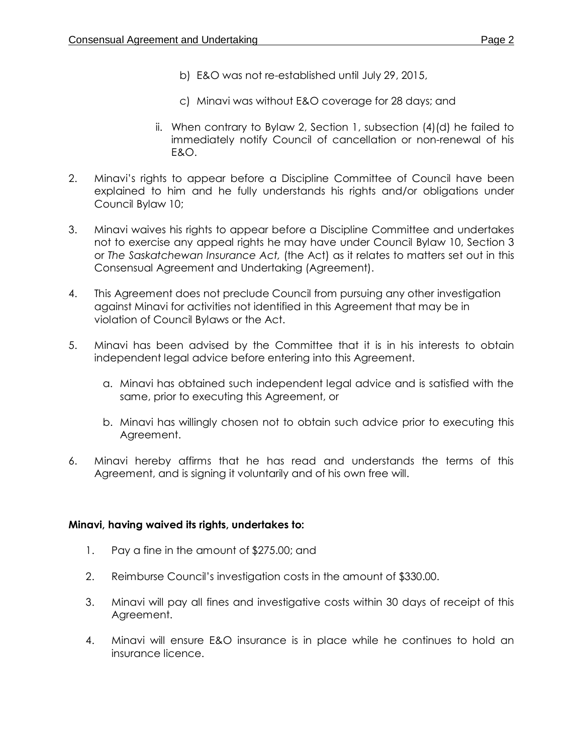b) E&O was not re-established until July 29, 2015,

c) Minavi was without E&O coverage for 28 days; and

ii. When contrary to Bylaw 2, Section 1, subsection (4)(d) he failed to immediately notify Council of cancellation or non-renewal of his E&O.

2. Minavi's rights to appear before a Discipline Committee of Council have been explained to him and he fully understands his rights and/or obligations under Council Bylaw 10;

3. Minavi waives his rights to appear before a Discipline Committee and undertakes not to exercise any appeal rights he may have under Council Bylaw 10, Section 3 or *The Saskatchewan Insurance Act,* (the Act) as it relates to matters set out in this Consensual Agreement and Undertaking (Agreement).

4. This Agreement does not preclude Council from pursuing any other investigation against Minavi for activities not identified in this Agreement that may be in violation of Council Bylaws or the Act.

5. Minavi has been advised by the Committee that it is in his interests to obtain independent legal advice before entering into this Agreement.

   a. Minavi has obtained such independent legal advice and is satisfied with the same, prior to executing this Agreement, or

   b. Minavi has willingly chosen not to obtain such advice prior to executing this Agreement.

6. Minavi hereby affirms that he has read and understands the terms of this Agreement, and is signing it voluntarily and of his own free will.

**Minavi, having waived its rights, undertakes to:**

1. Pay a fine in the amount of $275.00; and

2. Reimburse Council's investigation costs in the amount of $330.00.

3. Minavi will pay all fines and investigative costs within 30 days of receipt of this Agreement.

4. Minavi will ensure E&O insurance is in place while he continues to hold an insurance licence.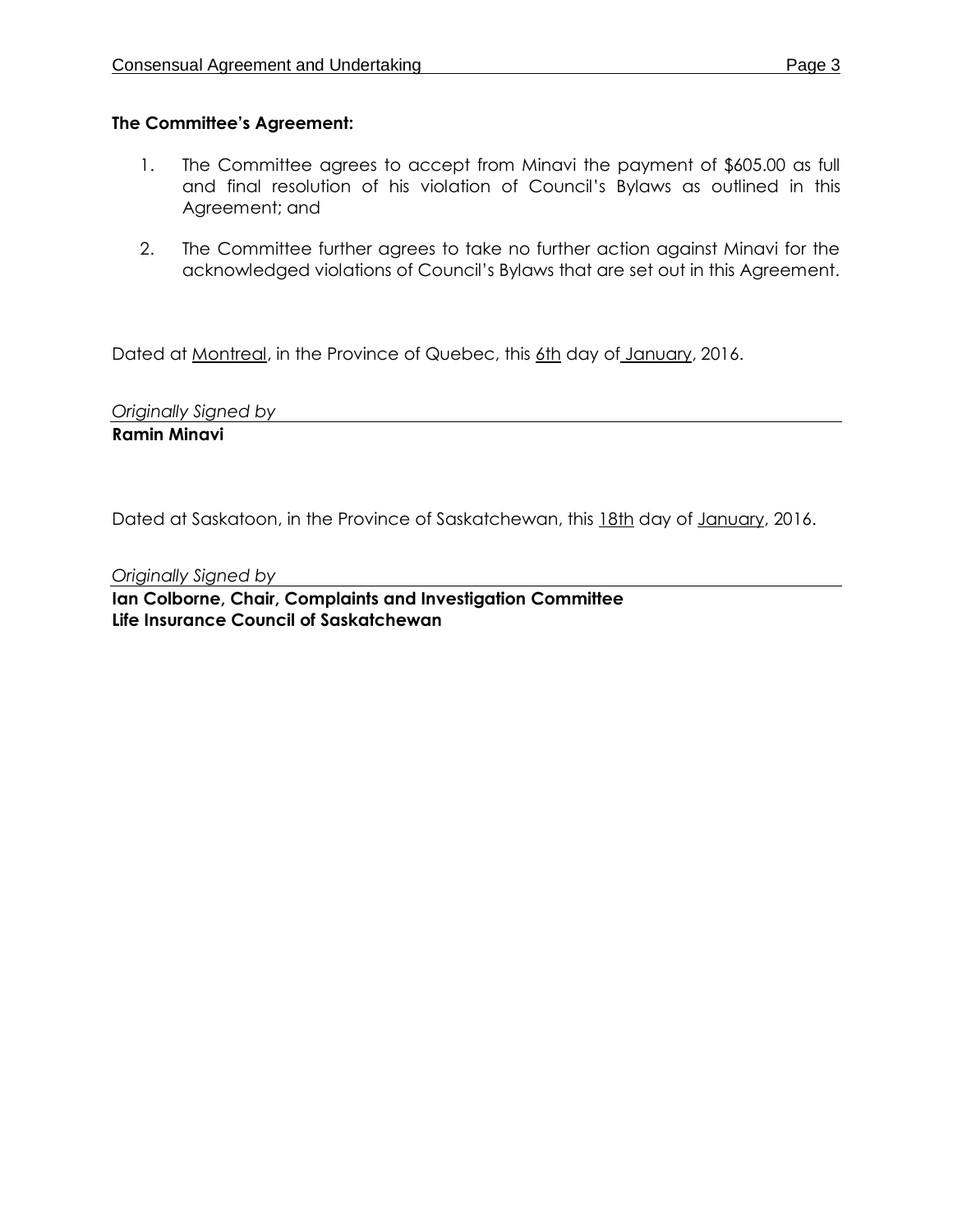**The Committee's Agreement:**

1. The Committee agrees to accept from Minavi the payment of $605.00 as full and final resolution of his violation of Council's Bylaws as outlined in this Agreement; and

2. The Committee further agrees to take no further action against Minavi for the acknowledged violations of Council's Bylaws that are set out in this Agreement.

Dated at Montreal, in the Province of Quebec, this 6th day of January, 2016.

*Originally Signed by*

**Ramin Minavi**

Dated at Saskatoon, in the Province of Saskatchewan, this 18th day of January, 2016.

*Originally Signed by*

**Ian Colborne, Chair, Complaints and Investigation Committee**
**Life Insurance Council of Saskatchewan**